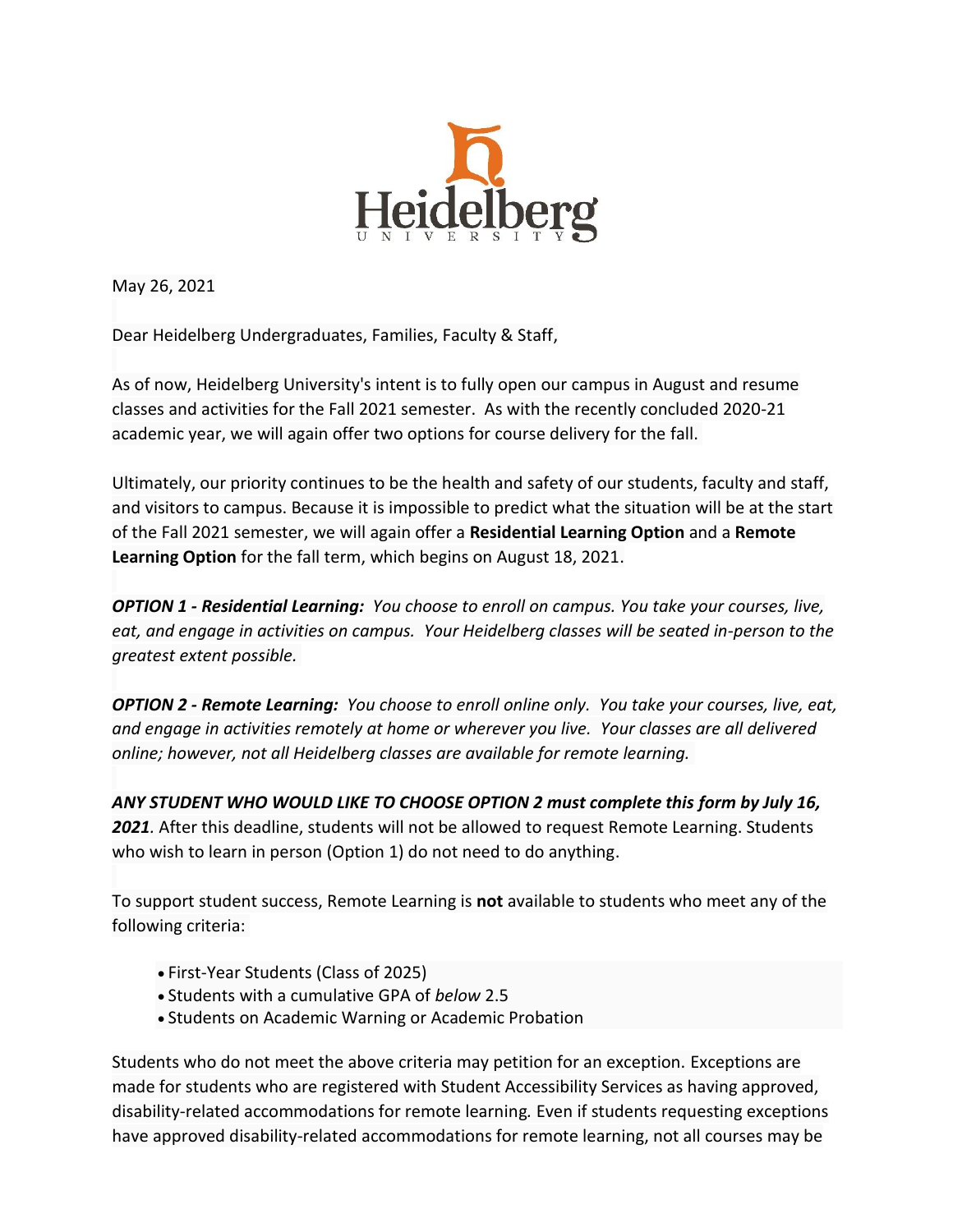Heidelberg University

May 26, 2021

Dear Heidelberg Undergraduates, Families, Faculty & Staff,

As of now, Heidelberg University's intent is to fully open our campus in August and resume classes and activities for the Fall 2021 semester. As with the recently concluded 2020-21 academic year, we will again offer two options for course delivery for the fall.

Ultimately, our priority continues to be the health and safety of our students, faculty and staff, and visitors to campus. Because it is impossible to predict what the situation will be at the start of the Fall 2021 semester, we will again offer a **Residential Learning Option** and a **Remote Learning Option** for the fall term, which begins on August 18, 2021.

***OPTION 1 - Residential Learning:*** *You choose to enroll on campus. You take your courses, live, eat, and engage in activities on campus. Your Heidelberg classes will be seated in-person to the greatest extent possible.*

***OPTION 2 - Remote Learning:*** *You choose to enroll online only. You take your courses, live, eat, and engage in activities remotely at home or wherever you live. Your classes are all delivered online; however, not all Heidelberg classes are available for remote learning.*

***ANY STUDENT WHO WOULD LIKE TO CHOOSE OPTION 2 must complete this form by July 16, 2021***. After this deadline, students will not be allowed to request Remote Learning. Students who wish to learn in person (Option 1) do not need to do anything.

To support student success, Remote Learning is **not** available to students who meet any of the following criteria:

- First-Year Students (Class of 2025)
- Students with a cumulative GPA of *below* 2.5
- Students on Academic Warning or Academic Probation

Students who do not meet the above criteria may petition for an exception. Exceptions are made for students who are registered with Student Accessibility Services as having approved, disability-related accommodations for remote learning. Even if students requesting exceptions have approved disability-related accommodations for remote learning, not all courses may be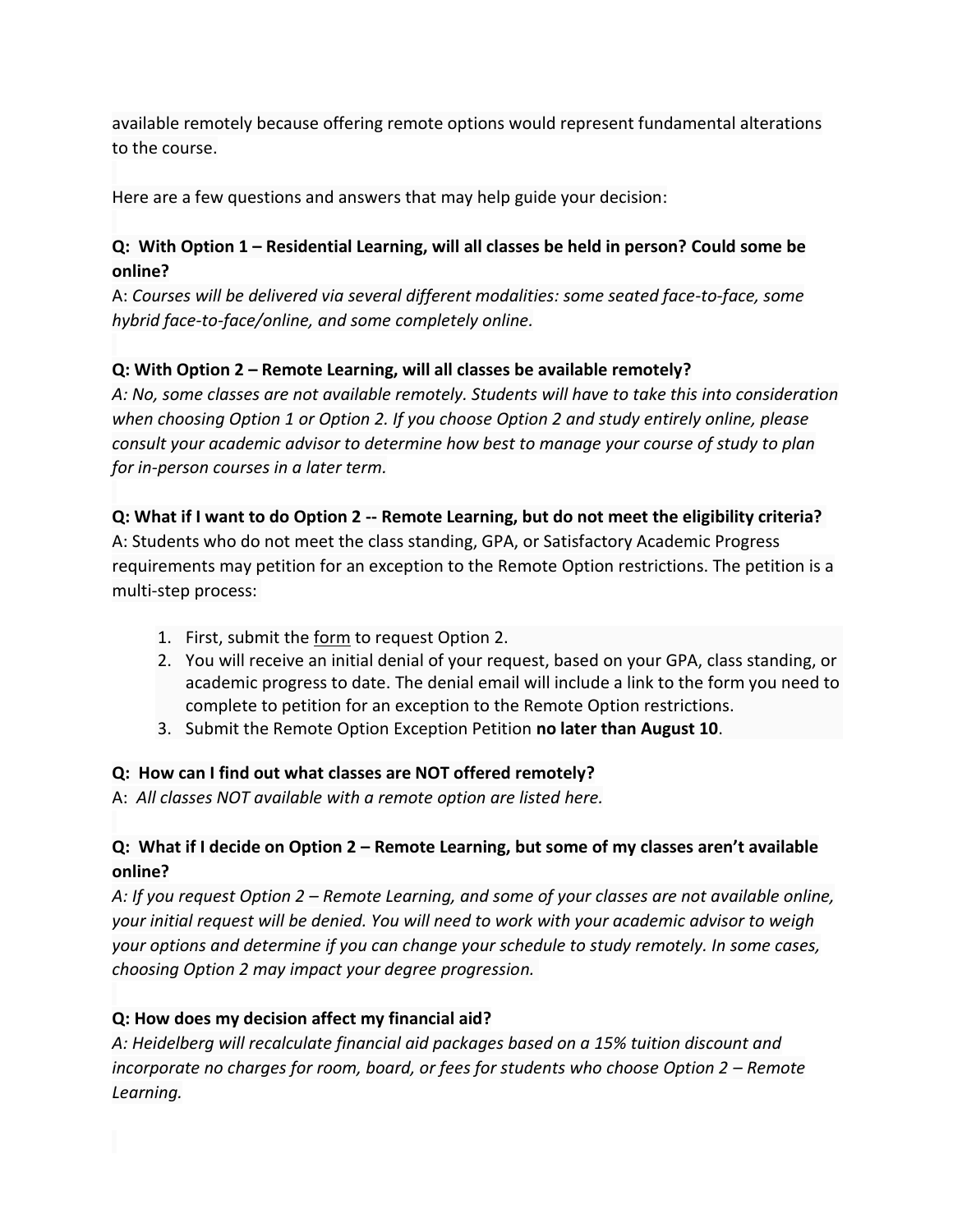available remotely because offering remote options would represent fundamental alterations to the course.

Here are a few questions and answers that may help guide your decision:

**Q: With Option 1 – Residential Learning, will all classes be held in person? Could some be online?**
A: *Courses will be delivered via several different modalities: some seated face-to-face, some hybrid face-to-face/online, and some completely online.*

**Q: With Option 2 – Remote Learning, will all classes be available remotely?**
*A: No, some classes are not available remotely. Students will have to take this into consideration when choosing Option 1 or Option 2. If you choose Option 2 and study entirely online, please consult your academic advisor to determine how best to manage your course of study to plan for in-person courses in a later term.*

**Q: What if I want to do Option 2 -- Remote Learning, but do not meet the eligibility criteria?**
A: Students who do not meet the class standing, GPA, or Satisfactory Academic Progress requirements may petition for an exception to the Remote Option restrictions. The petition is a multi-step process:

1. First, submit the form to request Option 2.
2. You will receive an initial denial of your request, based on your GPA, class standing, or academic progress to date. The denial email will include a link to the form you need to complete to petition for an exception to the Remote Option restrictions.
3. Submit the Remote Option Exception Petition **no later than August 10**.

**Q: How can I find out what classes are NOT offered remotely?**
A: *All classes NOT available with a remote option are listed here.*

**Q: What if I decide on Option 2 – Remote Learning, but some of my classes aren't available online?**
*A: If you request Option 2 – Remote Learning, and some of your classes are not available online, your initial request will be denied. You will need to work with your academic advisor to weigh your options and determine if you can change your schedule to study remotely. In some cases, choosing Option 2 may impact your degree progression.*

**Q: How does my decision affect my financial aid?**
*A: Heidelberg will recalculate financial aid packages based on a 15% tuition discount and incorporate no charges for room, board, or fees for students who choose Option 2 – Remote Learning.*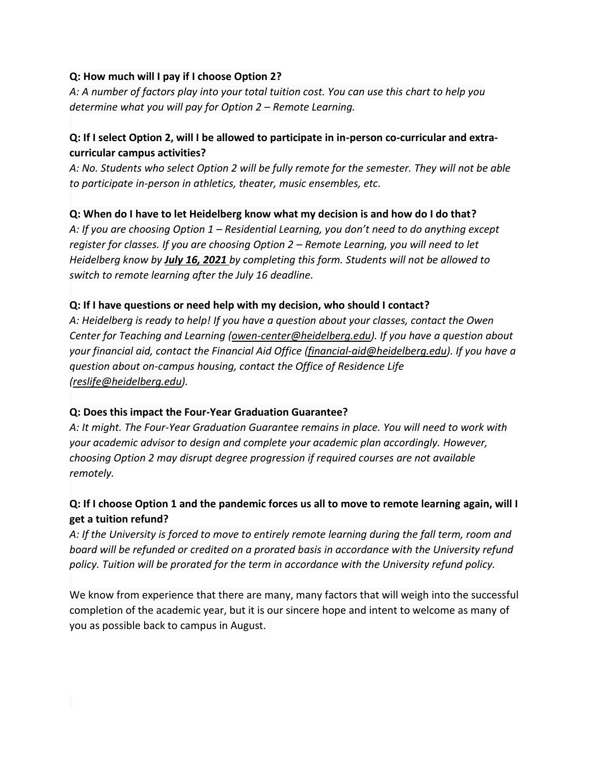**Q: How much will I pay if I choose Option 2?**

*A: A number of factors play into your total tuition cost. You can use this chart to help you determine what you will pay for Option 2 – Remote Learning.*

**Q: If I select Option 2, will I be allowed to participate in in-person co-curricular and extra-curricular campus activities?**

*A: No. Students who select Option 2 will be fully remote for the semester. They will not be able to participate in-person in athletics, theater, music ensembles, etc.*

**Q: When do I have to let Heidelberg know what my decision is and how do I do that?**

*A: If you are choosing Option 1 – Residential Learning, you don't need to do anything except register for classes. If you are choosing Option 2 – Remote Learning, you will need to let Heidelberg know by **July 16, 2021** by completing this form. Students will not be allowed to switch to remote learning after the July 16 deadline.*

**Q: If I have questions or need help with my decision, who should I contact?**

*A: Heidelberg is ready to help! If you have a question about your classes, contact the Owen Center for Teaching and Learning (owen-center@heidelberg.edu). If you have a question about your financial aid, contact the Financial Aid Office (financial-aid@heidelberg.edu). If you have a question about on-campus housing, contact the Office of Residence Life (reslife@heidelberg.edu).*

**Q: Does this impact the Four-Year Graduation Guarantee?**

*A: It might. The Four-Year Graduation Guarantee remains in place. You will need to work with your academic advisor to design and complete your academic plan accordingly. However, choosing Option 2 may disrupt degree progression if required courses are not available remotely.*

**Q: If I choose Option 1 and the pandemic forces us all to move to remote learning again, will I get a tuition refund?**

*A: If the University is forced to move to entirely remote learning during the fall term, room and board will be refunded or credited on a prorated basis in accordance with the University refund policy. Tuition will be prorated for the term in accordance with the University refund policy.*

We know from experience that there are many, many factors that will weigh into the successful completion of the academic year, but it is our sincere hope and intent to welcome as many of you as possible back to campus in August.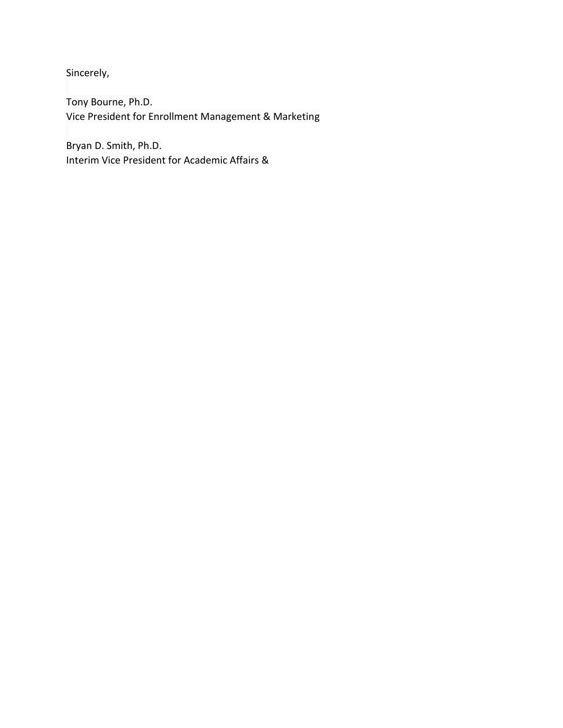Sincerely,

Tony Bourne, Ph.D.
Vice President for Enrollment Management & Marketing

Bryan D. Smith, Ph.D.
Interim Vice President for Academic Affairs &